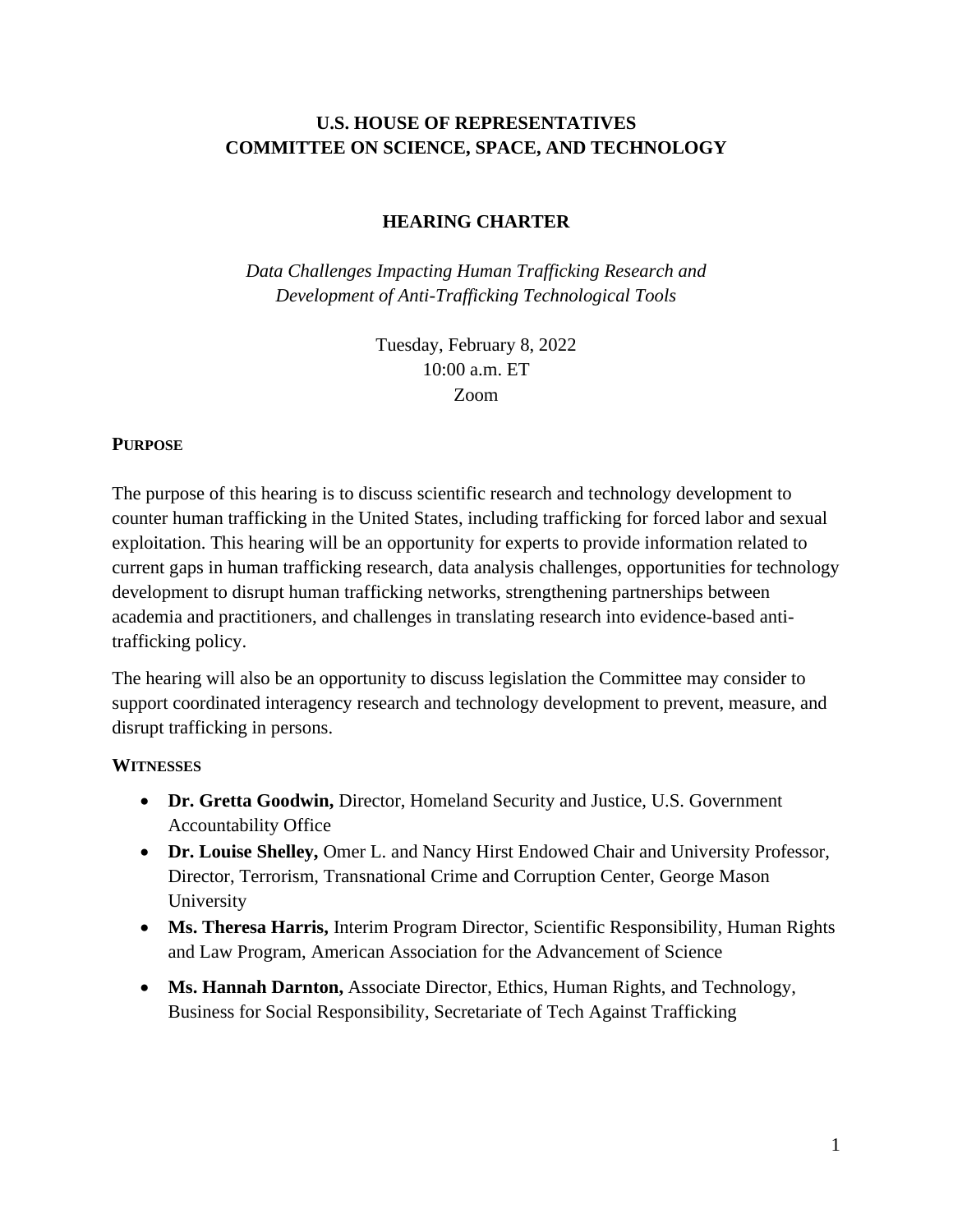# U.S. HOUSE OF REPRESENTATIVES
# COMMITTEE ON SCIENCE, SPACE, AND TECHNOLOGY

## HEARING CHARTER

*Data Challenges Impacting Human Trafficking Research and Development of Anti-Trafficking Technological Tools*

Tuesday, February 8, 2022
10:00 a.m. ET
Zoom

### PURPOSE

The purpose of this hearing is to discuss scientific research and technology development to counter human trafficking in the United States, including trafficking for forced labor and sexual exploitation. This hearing will be an opportunity for experts to provide information related to current gaps in human trafficking research, data analysis challenges, opportunities for technology development to disrupt human trafficking networks, strengthening partnerships between academia and practitioners, and challenges in translating research into evidence-based anti-trafficking policy.

The hearing will also be an opportunity to discuss legislation the Committee may consider to support coordinated interagency research and technology development to prevent, measure, and disrupt trafficking in persons.

### WITNESSES

- **Dr. Gretta Goodwin,** Director, Homeland Security and Justice, U.S. Government Accountability Office
- **Dr. Louise Shelley,** Omer L. and Nancy Hirst Endowed Chair and University Professor, Director, Terrorism, Transnational Crime and Corruption Center, George Mason University
- **Ms. Theresa Harris,** Interim Program Director, Scientific Responsibility, Human Rights and Law Program, American Association for the Advancement of Science
- **Ms. Hannah Darnton,** Associate Director, Ethics, Human Rights, and Technology, Business for Social Responsibility, Secretariate of Tech Against Trafficking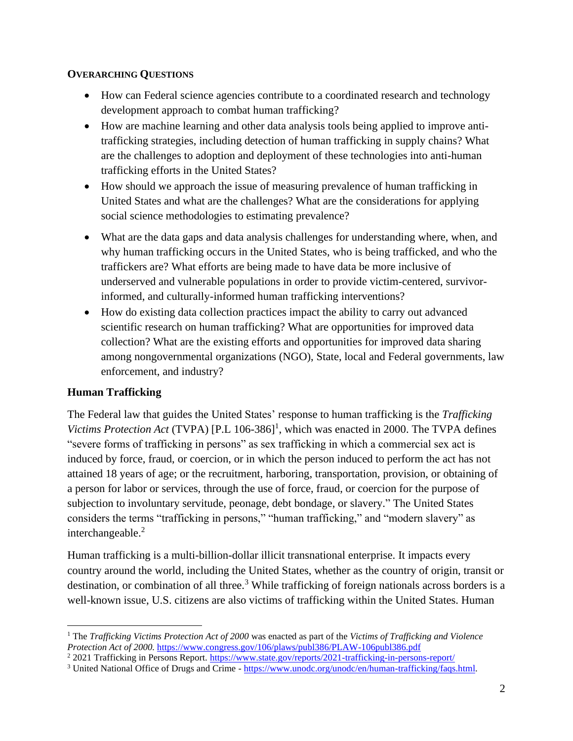**OVERARCHING QUESTIONS**

- How can Federal science agencies contribute to a coordinated research and technology development approach to combat human trafficking?
- How are machine learning and other data analysis tools being applied to improve anti-trafficking strategies, including detection of human trafficking in supply chains? What are the challenges to adoption and deployment of these technologies into anti-human trafficking efforts in the United States?
- How should we approach the issue of measuring prevalence of human trafficking in United States and what are the challenges? What are the considerations for applying social science methodologies to estimating prevalence?
- What are the data gaps and data analysis challenges for understanding where, when, and why human trafficking occurs in the United States, who is being trafficked, and who the traffickers are? What efforts are being made to have data be more inclusive of underserved and vulnerable populations in order to provide victim-centered, survivor-informed, and culturally-informed human trafficking interventions?
- How do existing data collection practices impact the ability to carry out advanced scientific research on human trafficking? What are opportunities for improved data collection? What are the existing efforts and opportunities for improved data sharing among nongovernmental organizations (NGO), State, local and Federal governments, law enforcement, and industry?

## Human Trafficking

The Federal law that guides the United States' response to human trafficking is the *Trafficking Victims Protection Act* (TVPA) [P.L 106-386][1], which was enacted in 2000. The TVPA defines "severe forms of trafficking in persons" as sex trafficking in which a commercial sex act is induced by force, fraud, or coercion, or in which the person induced to perform the act has not attained 18 years of age; or the recruitment, harboring, transportation, provision, or obtaining of a person for labor or services, through the use of force, fraud, or coercion for the purpose of subjection to involuntary servitude, peonage, debt bondage, or slavery." The United States considers the terms "trafficking in persons," "human trafficking," and "modern slavery" as interchangeable.[2]

Human trafficking is a multi-billion-dollar illicit transnational enterprise. It impacts every country around the world, including the United States, whether as the country of origin, transit or destination, or combination of all three.[3] While trafficking of foreign nationals across borders is a well-known issue, U.S. citizens are also victims of trafficking within the United States. Human

---

[1] The *Trafficking Victims Protection Act of 2000* was enacted as part of the *Victims of Trafficking and Violence Protection Act of 2000.* https://www.congress.gov/106/plaws/publ386/PLAW-106publ386.pdf

[2] 2021 Trafficking in Persons Report. https://www.state.gov/reports/2021-trafficking-in-persons-report/

[3] United National Office of Drugs and Crime - https://www.unodc.org/unodc/en/human-trafficking/faqs.html.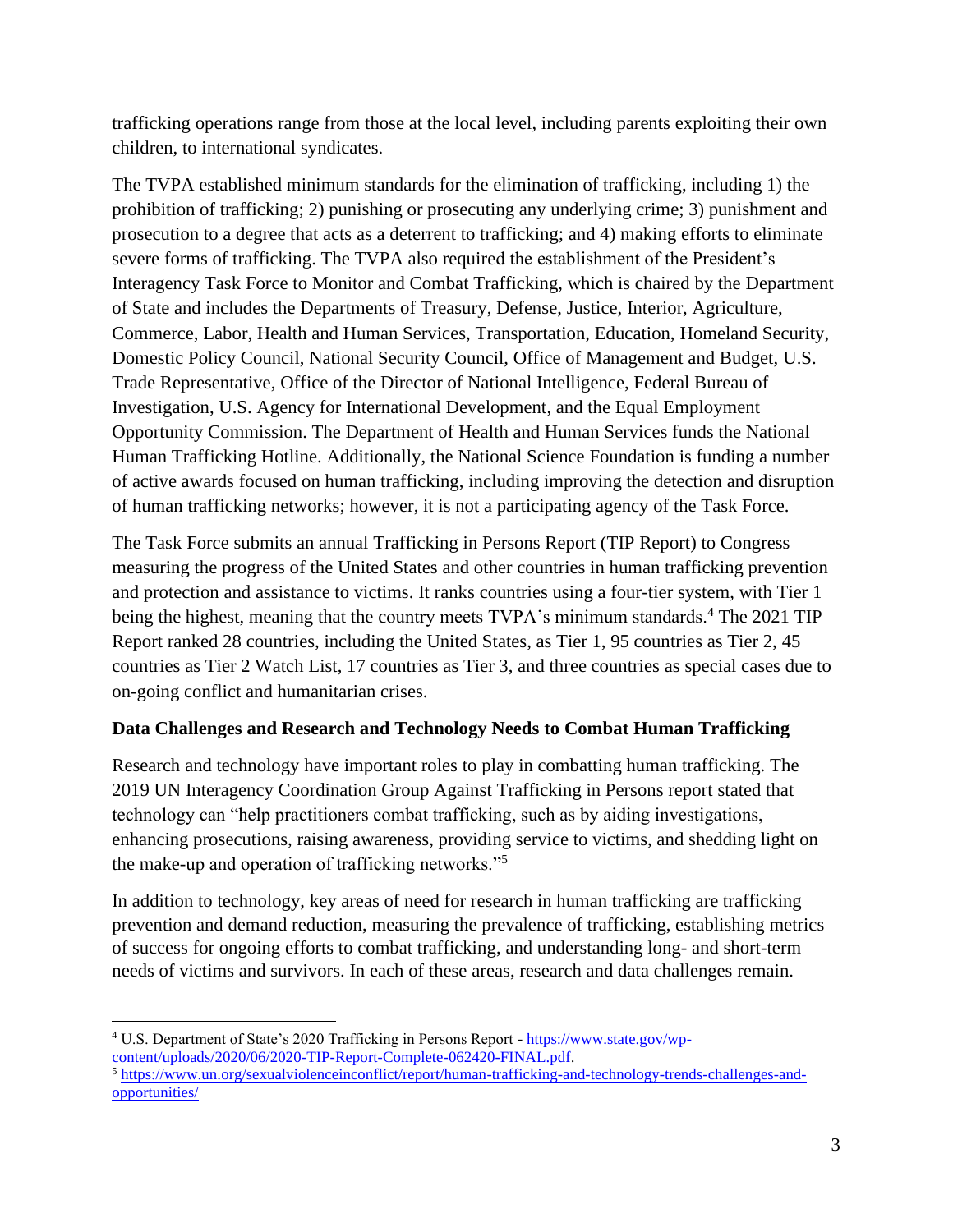trafficking operations range from those at the local level, including parents exploiting their own children, to international syndicates.

The TVPA established minimum standards for the elimination of trafficking, including 1) the prohibition of trafficking; 2) punishing or prosecuting any underlying crime; 3) punishment and prosecution to a degree that acts as a deterrent to trafficking; and 4) making efforts to eliminate severe forms of trafficking. The TVPA also required the establishment of the President's Interagency Task Force to Monitor and Combat Trafficking, which is chaired by the Department of State and includes the Departments of Treasury, Defense, Justice, Interior, Agriculture, Commerce, Labor, Health and Human Services, Transportation, Education, Homeland Security, Domestic Policy Council, National Security Council, Office of Management and Budget, U.S. Trade Representative, Office of the Director of National Intelligence, Federal Bureau of Investigation, U.S. Agency for International Development, and the Equal Employment Opportunity Commission. The Department of Health and Human Services funds the National Human Trafficking Hotline. Additionally, the National Science Foundation is funding a number of active awards focused on human trafficking, including improving the detection and disruption of human trafficking networks; however, it is not a participating agency of the Task Force.

The Task Force submits an annual Trafficking in Persons Report (TIP Report) to Congress measuring the progress of the United States and other countries in human trafficking prevention and protection and assistance to victims. It ranks countries using a four-tier system, with Tier 1 being the highest, meaning that the country meets TVPA's minimum standards.[4] The 2021 TIP Report ranked 28 countries, including the United States, as Tier 1, 95 countries as Tier 2, 45 countries as Tier 2 Watch List, 17 countries as Tier 3, and three countries as special cases due to on-going conflict and humanitarian crises.

**Data Challenges and Research and Technology Needs to Combat Human Trafficking**

Research and technology have important roles to play in combatting human trafficking. The 2019 UN Interagency Coordination Group Against Trafficking in Persons report stated that technology can "help practitioners combat trafficking, such as by aiding investigations, enhancing prosecutions, raising awareness, providing service to victims, and shedding light on the make-up and operation of trafficking networks."[5]

In addition to technology, key areas of need for research in human trafficking are trafficking prevention and demand reduction, measuring the prevalence of trafficking, establishing metrics of success for ongoing efforts to combat trafficking, and understanding long- and short-term needs of victims and survivors. In each of these areas, research and data challenges remain.

---

[4] U.S. Department of State's 2020 Trafficking in Persons Report - https://www.state.gov/wp-content/uploads/2020/06/2020-TIP-Report-Complete-062420-FINAL.pdf.

[5] https://www.un.org/sexualviolenceinconflict/report/human-trafficking-and-technology-trends-challenges-and-opportunities/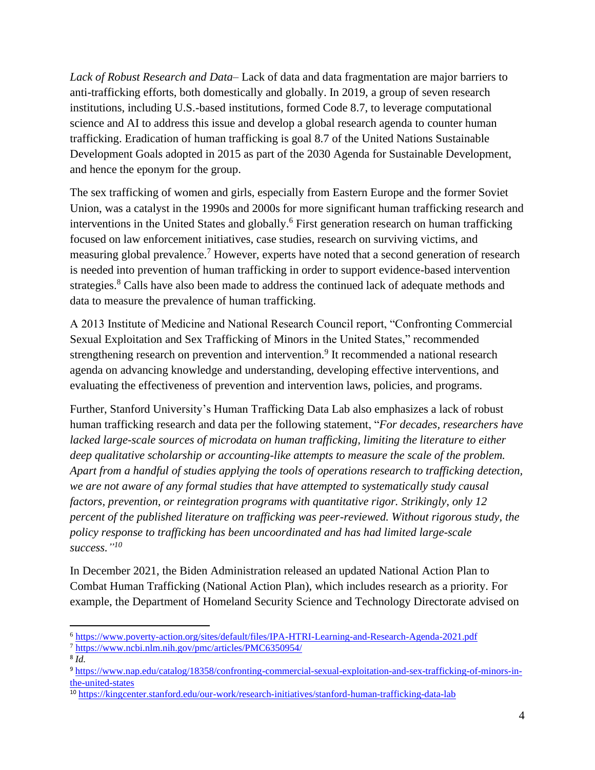*Lack of Robust Research and Data*– Lack of data and data fragmentation are major barriers to anti-trafficking efforts, both domestically and globally. In 2019, a group of seven research institutions, including U.S.-based institutions, formed Code 8.7, to leverage computational science and AI to address this issue and develop a global research agenda to counter human trafficking. Eradication of human trafficking is goal 8.7 of the United Nations Sustainable Development Goals adopted in 2015 as part of the 2030 Agenda for Sustainable Development, and hence the eponym for the group.

The sex trafficking of women and girls, especially from Eastern Europe and the former Soviet Union, was a catalyst in the 1990s and 2000s for more significant human trafficking research and interventions in the United States and globally.[6] First generation research on human trafficking focused on law enforcement initiatives, case studies, research on surviving victims, and measuring global prevalence.[7] However, experts have noted that a second generation of research is needed into prevention of human trafficking in order to support evidence-based intervention strategies.[8] Calls have also been made to address the continued lack of adequate methods and data to measure the prevalence of human trafficking.

A 2013 Institute of Medicine and National Research Council report, "Confronting Commercial Sexual Exploitation and Sex Trafficking of Minors in the United States," recommended strengthening research on prevention and intervention.[9] It recommended a national research agenda on advancing knowledge and understanding, developing effective interventions, and evaluating the effectiveness of prevention and intervention laws, policies, and programs.

Further, Stanford University's Human Trafficking Data Lab also emphasizes a lack of robust human trafficking research and data per the following statement, "*For decades, researchers have lacked large-scale sources of microdata on human trafficking, limiting the literature to either deep qualitative scholarship or accounting-like attempts to measure the scale of the problem. Apart from a handful of studies applying the tools of operations research to trafficking detection, we are not aware of any formal studies that have attempted to systematically study causal factors, prevention, or reintegration programs with quantitative rigor. Strikingly, only 12 percent of the published literature on trafficking was peer-reviewed. Without rigorous study, the policy response to trafficking has been uncoordinated and has had limited large-scale success.*"[10]

In December 2021, the Biden Administration released an updated National Action Plan to Combat Human Trafficking (National Action Plan), which includes research as a priority. For example, the Department of Homeland Security Science and Technology Directorate advised on

---

[6] https://www.poverty-action.org/sites/default/files/IPA-HTRI-Learning-and-Research-Agenda-2021.pdf

[7] https://www.ncbi.nlm.nih.gov/pmc/articles/PMC6350954/

[8] *Id.*

[9] https://www.nap.edu/catalog/18358/confronting-commercial-sexual-exploitation-and-sex-trafficking-of-minors-in-the-united-states

[10] https://kingcenter.stanford.edu/our-work/research-initiatives/stanford-human-trafficking-data-lab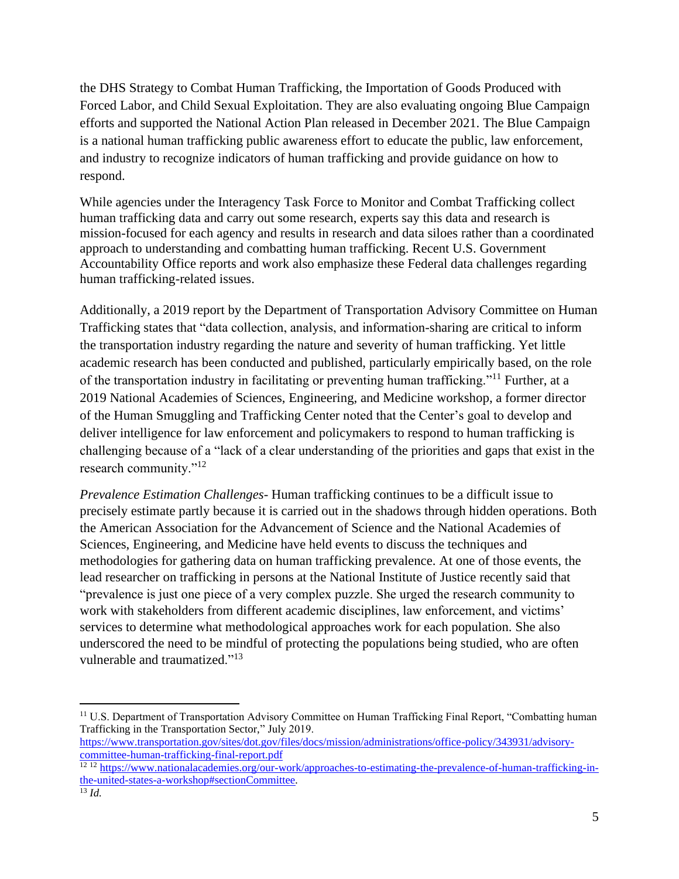the DHS Strategy to Combat Human Trafficking, the Importation of Goods Produced with Forced Labor, and Child Sexual Exploitation. They are also evaluating ongoing Blue Campaign efforts and supported the National Action Plan released in December 2021. The Blue Campaign is a national human trafficking public awareness effort to educate the public, law enforcement, and industry to recognize indicators of human trafficking and provide guidance on how to respond.

While agencies under the Interagency Task Force to Monitor and Combat Trafficking collect human trafficking data and carry out some research, experts say this data and research is mission-focused for each agency and results in research and data siloes rather than a coordinated approach to understanding and combatting human trafficking. Recent U.S. Government Accountability Office reports and work also emphasize these Federal data challenges regarding human trafficking-related issues.

Additionally, a 2019 report by the Department of Transportation Advisory Committee on Human Trafficking states that "data collection, analysis, and information-sharing are critical to inform the transportation industry regarding the nature and severity of human trafficking. Yet little academic research has been conducted and published, particularly empirically based, on the role of the transportation industry in facilitating or preventing human trafficking."[11] Further, at a 2019 National Academies of Sciences, Engineering, and Medicine workshop, a former director of the Human Smuggling and Trafficking Center noted that the Center's goal to develop and deliver intelligence for law enforcement and policymakers to respond to human trafficking is challenging because of a "lack of a clear understanding of the priorities and gaps that exist in the research community."[12]

*Prevalence Estimation Challenges*- Human trafficking continues to be a difficult issue to precisely estimate partly because it is carried out in the shadows through hidden operations. Both the American Association for the Advancement of Science and the National Academies of Sciences, Engineering, and Medicine have held events to discuss the techniques and methodologies for gathering data on human trafficking prevalence. At one of those events, the lead researcher on trafficking in persons at the National Institute of Justice recently said that "prevalence is just one piece of a very complex puzzle. She urged the research community to work with stakeholders from different academic disciplines, law enforcement, and victims' services to determine what methodological approaches work for each population. She also underscored the need to be mindful of protecting the populations being studied, who are often vulnerable and traumatized."[13]

---

[11] U.S. Department of Transportation Advisory Committee on Human Trafficking Final Report, "Combatting human Trafficking in the Transportation Sector," July 2019. https://www.transportation.gov/sites/dot.gov/files/docs/mission/administrations/office-policy/343931/advisory-committee-human-trafficking-final-report.pdf

[12] [12] https://www.nationalacademies.org/our-work/approaches-to-estimating-the-prevalence-of-human-trafficking-in-the-united-states-a-workshop#sectionCommittee.

[13] *Id.*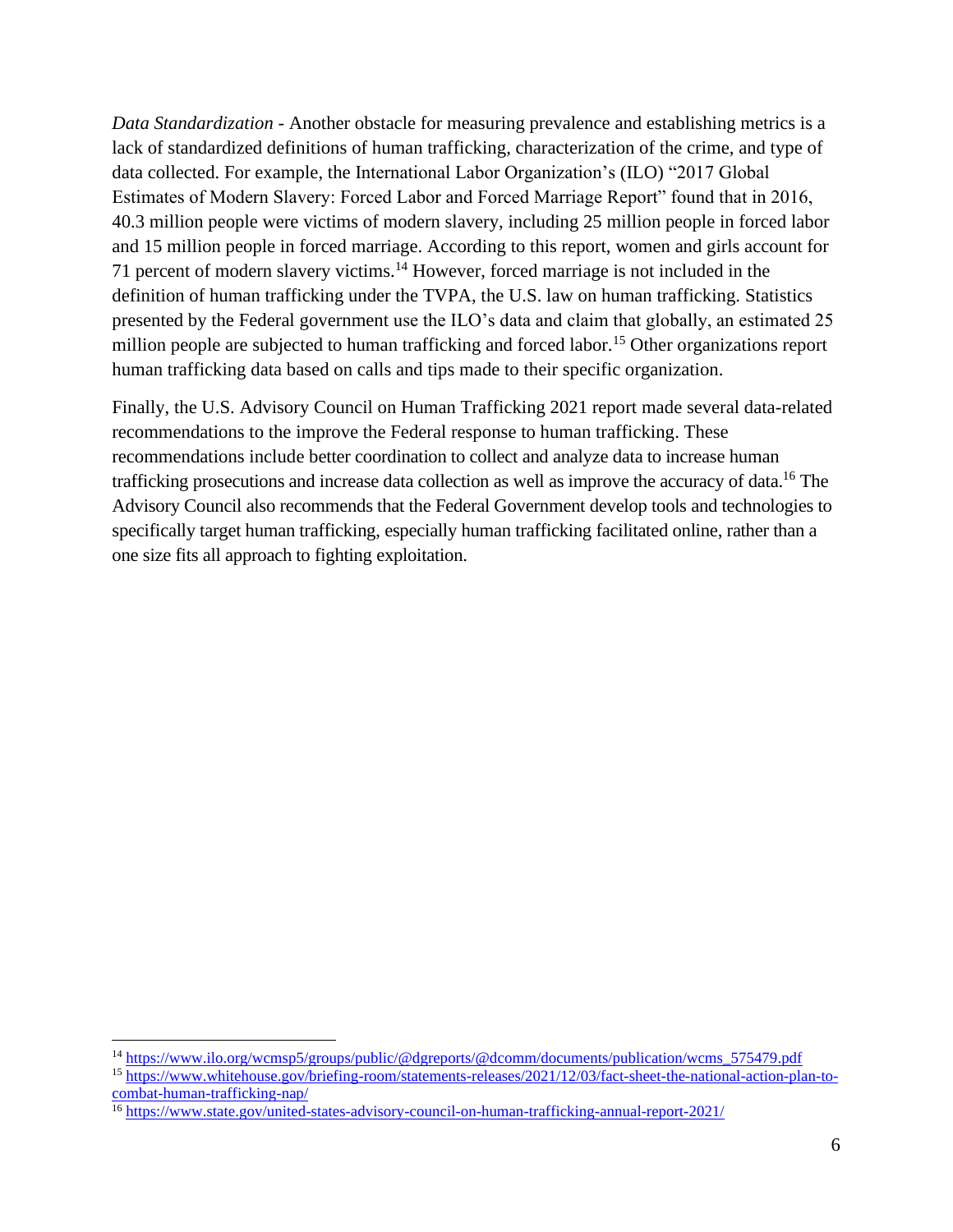*Data Standardization* - Another obstacle for measuring prevalence and establishing metrics is a lack of standardized definitions of human trafficking, characterization of the crime, and type of data collected. For example, the International Labor Organization's (ILO) "2017 Global Estimates of Modern Slavery: Forced Labor and Forced Marriage Report" found that in 2016, 40.3 million people were victims of modern slavery, including 25 million people in forced labor and 15 million people in forced marriage. According to this report, women and girls account for 71 percent of modern slavery victims.[14] However, forced marriage is not included in the definition of human trafficking under the TVPA, the U.S. law on human trafficking. Statistics presented by the Federal government use the ILO's data and claim that globally, an estimated 25 million people are subjected to human trafficking and forced labor.[15] Other organizations report human trafficking data based on calls and tips made to their specific organization.

Finally, the U.S. Advisory Council on Human Trafficking 2021 report made several data-related recommendations to the improve the Federal response to human trafficking. These recommendations include better coordination to collect and analyze data to increase human trafficking prosecutions and increase data collection as well as improve the accuracy of data.[16] The Advisory Council also recommends that the Federal Government develop tools and technologies to specifically target human trafficking, especially human trafficking facilitated online, rather than a one size fits all approach to fighting exploitation.

---

[14] https://www.ilo.org/wcmsp5/groups/public/@dgreports/@dcomm/documents/publication/wcms_575479.pdf

[15] https://www.whitehouse.gov/briefing-room/statements-releases/2021/12/03/fact-sheet-the-national-action-plan-to-combat-human-trafficking-nap/

[16] https://www.state.gov/united-states-advisory-council-on-human-trafficking-annual-report-2021/